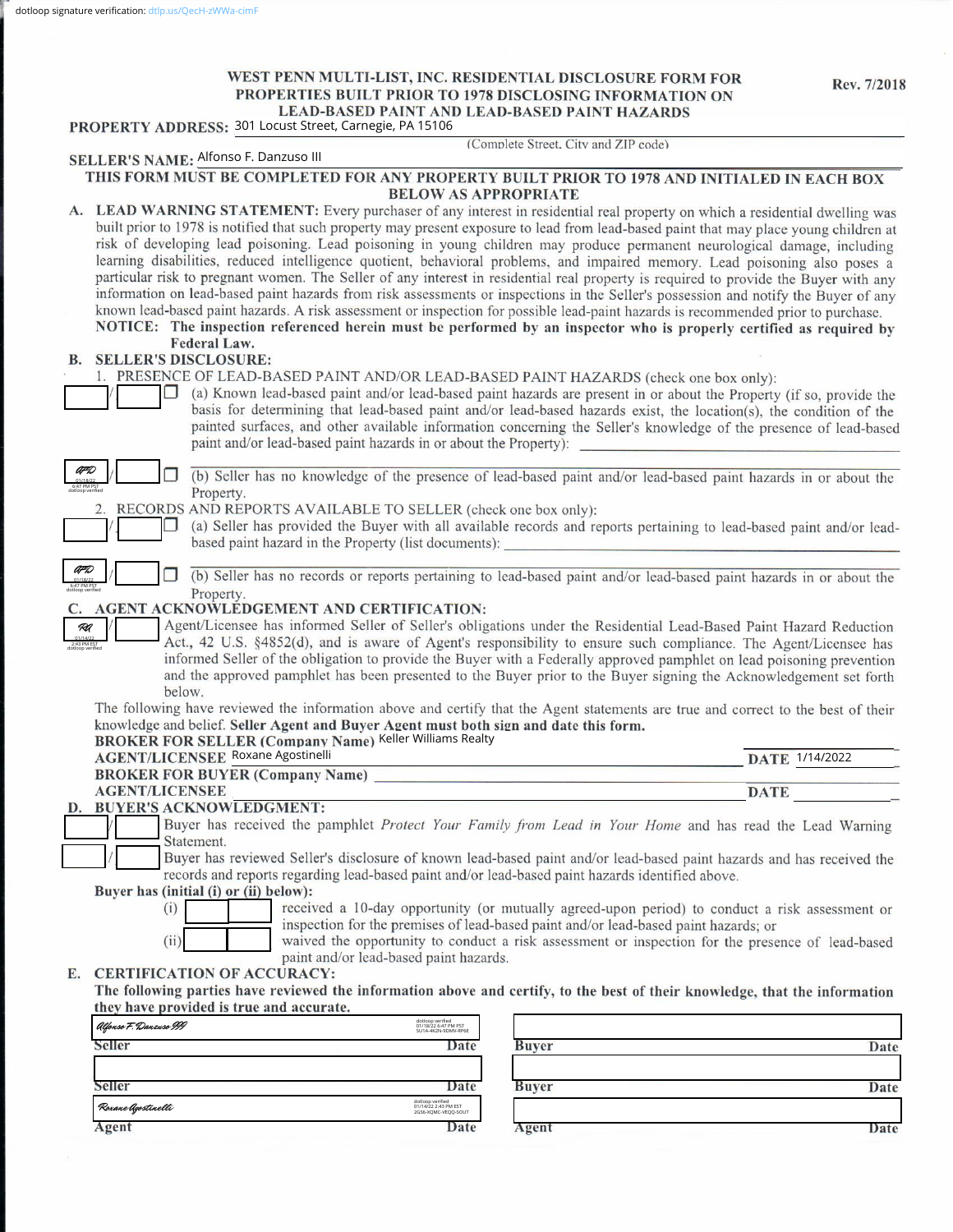dotloop signature verification: dtlp.us/QecH-zWWa-cimF

# WEST PENN MULTI-LIST, INC. RESIDENTIAL DISCLOSURE FORM FOR PROPERTIES BUILT PRIOR TO 1978 DISCLOSING INFORMATION ON LEAD-BASED PAINT AND LEAD-BASED PAINT HAZARDS

Rev. 7/2018

**PROPERTY ADDRESS:** 301 Locust Street, Carnegie, PA 15106
(Complete Street, City and ZIP code)

**SELLER'S NAME:** Alfonso F. Danzuso III

**THIS FORM MUST BE COMPLETED FOR ANY PROPERTY BUILT PRIOR TO 1978 AND INITIALED IN EACH BOX BELOW AS APPROPRIATE**

**A. LEAD WARNING STATEMENT:** Every purchaser of any interest in residential real property on which a residential dwelling was built prior to 1978 is notified that such property may present exposure to lead from lead-based paint that may place young children at risk of developing lead poisoning. Lead poisoning in young children may produce permanent neurological damage, including learning disabilities, reduced intelligence quotient, behavioral problems, and impaired memory. Lead poisoning also poses a particular risk to pregnant women. The Seller of any interest in residential real property is required to provide the Buyer with any information on lead-based paint hazards from risk assessments or inspections in the Seller's possession and notify the Buyer of any known lead-based paint hazards. A risk assessment or inspection for possible lead-paint hazards is recommended prior to purchase.

**NOTICE: The inspection referenced herein must be performed by an inspector who is properly certified as required by Federal Law.**

**B. SELLER'S DISCLOSURE:**

1. PRESENCE OF LEAD-BASED PAINT AND/OR LEAD-BASED PAINT HAZARDS (check one box only):

___ / ___ ☐ (a) Known lead-based paint and/or lead-based paint hazards are present in or about the Property (if so, provide the basis for determining that lead-based paint and/or lead-based hazards exist, the location(s), the condition of the painted surfaces, and other available information concerning the Seller's knowledge of the presence of lead-based paint and/or lead-based paint hazards in or about the Property): ______

AFD (01/18/22 6:47 PM PST dotloop verified) / ___ ☐ (b) Seller has no knowledge of the presence of lead-based paint and/or lead-based paint hazards in or about the Property.

2. RECORDS AND REPORTS AVAILABLE TO SELLER (check one box only):

___ / ___ ☐ (a) Seller has provided the Buyer with all available records and reports pertaining to lead-based paint and/or lead-based paint hazard in the Property (list documents): ______

AFD (01/18/22 6:47 PM PST dotloop verified) / ___ ☐ (b) Seller has no records or reports pertaining to lead-based paint and/or lead-based paint hazards in or about the Property.

**C. AGENT ACKNOWLEDGEMENT AND CERTIFICATION:**

RA (01/14/22 2:43 PM EST dotloop verified) / ___ Agent/Licensee has informed Seller of Seller's obligations under the Residential Lead-Based Paint Hazard Reduction Act., 42 U.S. §4852(d), and is aware of Agent's responsibility to ensure such compliance. The Agent/Licensee has informed Seller of the obligation to provide the Buyer with a Federally approved pamphlet on lead poisoning prevention and the approved pamphlet has been presented to the Buyer prior to the Buyer signing the Acknowledgement set forth below.

The following have reviewed the information above and certify that the Agent statements are true and correct to the best of their knowledge and belief. **Seller Agent and Buyer Agent must both sign and date this form.**

**BROKER FOR SELLER (Company Name)** Keller Williams Realty
**AGENT/LICENSEE** Roxane Agostinelli **DATE** 1/14/2022
**BROKER FOR BUYER (Company Name)** ______
**AGENT/LICENSEE** ______ **DATE** ______

**D. BUYER'S ACKNOWLEDGMENT:**

___ / ___ Buyer has received the pamphlet *Protect Your Family from Lead in Your Home* and has read the Lead Warning Statement.

___ / ___ Buyer has reviewed Seller's disclosure of known lead-based paint and/or lead-based paint hazards and has received the records and reports regarding lead-based paint and/or lead-based paint hazards identified above.

**Buyer has (initial (i) or (ii) below):**

(i) ___ ___ received a 10-day opportunity (or mutually agreed-upon period) to conduct a risk assessment or inspection for the premises of lead-based paint and/or lead-based paint hazards; or

(ii) ___ ___ waived the opportunity to conduct a risk assessment or inspection for the presence of lead-based paint and/or lead-based paint hazards.

**E. CERTIFICATION OF ACCURACY:**

**The following parties have reviewed the information above and certify, to the best of their knowledge, that the information they have provided is true and accurate.**

| | |
|---|---|
| Alfonso F. Danzuso III (dotloop verified 01/18/22 6:47 PM PST SU1A-4K2N-9DMV-RP6E) | |
| **Seller** **Date** | **Buyer** **Date** |
| | |
| **Seller** **Date** | **Buyer** **Date** |
| Roxane Agostinelli (dotloop verified 01/14/22 2:43 PM EST 2G56-XQMC-VEQQ-SOUT) | |
| **Agent** **Date** | **Agent** **Date** |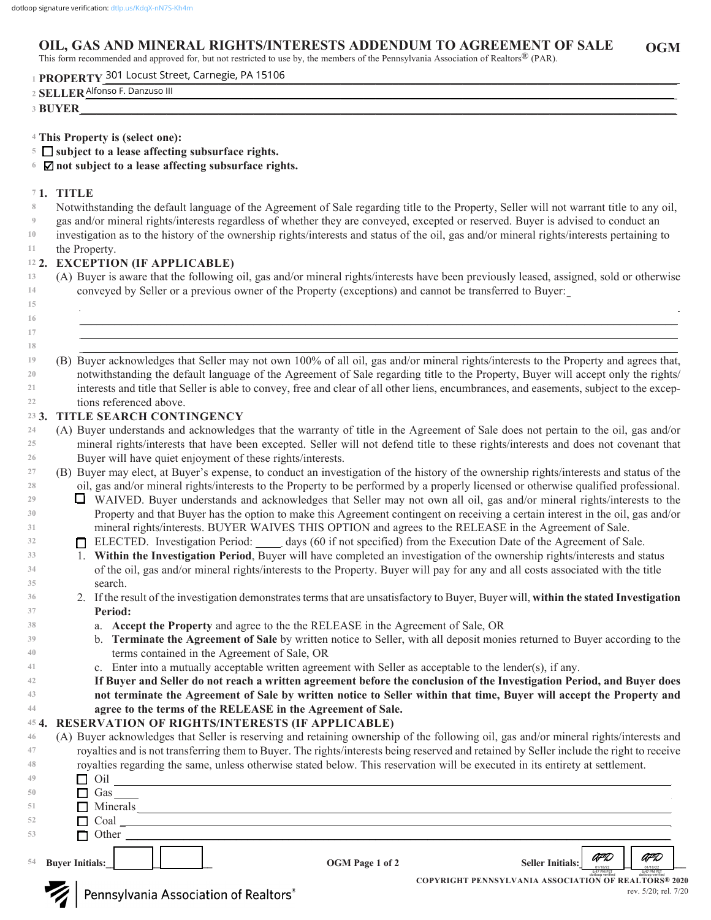dotloop signature verification: dtlp.us/KdqX-nN7S-Kh4m

# OIL, GAS AND MINERAL RIGHTS/INTERESTS ADDENDUM TO AGREEMENT OF SALE

**OGM**

This form recommended and approved for, but not restricted to use by, the members of the Pennsylvania Association of Realtors® (PAR).

1 **PROPERTY** 301 Locust Street, Carnegie, PA 15106

2 **SELLER** Alfonso F. Danzuso III

3 **BUYER** ____________________

4 **This Property is (select one):**

5 ☐ **subject to a lease affecting subsurface rights.**

6 ☑ **not subject to a lease affecting subsurface rights.**

7 **1. TITLE**

8-11 Notwithstanding the default language of the Agreement of Sale regarding title to the Property, Seller will not warrant title to any oil, gas and/or mineral rights/interests regardless of whether they are conveyed, excepted or reserved. Buyer is advised to conduct an investigation as to the history of the ownership rights/interests and status of the oil, gas and/or mineral rights/interests pertaining to the Property.

12 **2. EXCEPTION (IF APPLICABLE)**

13-18 (A) Buyer is aware that the following oil, gas and/or mineral rights/interests have been previously leased, assigned, sold or otherwise conveyed by Seller or a previous owner of the Property (exceptions) and cannot be transferred to Buyer: ____________________

19-22 (B) Buyer acknowledges that Seller may not own 100% of all oil, gas and/or mineral rights/interests to the Property and agrees that, notwithstanding the default language of the Agreement of Sale regarding title to the Property, Buyer will accept only the rights/interests and title that Seller is able to convey, free and clear of all other liens, encumbrances, and easements, subject to the exceptions referenced above.

23 **3. TITLE SEARCH CONTINGENCY**

24-26 (A) Buyer understands and acknowledges that the warranty of title in the Agreement of Sale does not pertain to the oil, gas and/or mineral rights/interests that have been excepted. Seller will not defend title to these rights/interests and does not covenant that Buyer will have quiet enjoyment of these rights/interests.

27-28 (B) Buyer may elect, at Buyer's expense, to conduct an investigation of the history of the ownership rights/interests and status of the oil, gas and/or mineral rights/interests to the Property to be performed by a properly licensed or otherwise qualified professional.

29-31 ☐ WAIVED. Buyer understands and acknowledges that Seller may not own all oil, gas and/or mineral rights/interests to the Property and that Buyer has the option to make this Agreement contingent on receiving a certain interest in the oil, gas and/or mineral rights/interests. BUYER WAIVES THIS OPTION and agrees to the RELEASE in the Agreement of Sale.

32 ☐ ELECTED. Investigation Period: _____ days (60 if not specified) from the Execution Date of the Agreement of Sale.

33-35 1. **Within the Investigation Period**, Buyer will have completed an investigation of the ownership rights/interests and status of the oil, gas and/or mineral rights/interests to the Property. Buyer will pay for any and all costs associated with the title search.

36-37 2. If the result of the investigation demonstrates terms that are unsatisfactory to Buyer, Buyer will, **within the stated Investigation Period:**

38 a. **Accept the Property** and agree to the the RELEASE in the Agreement of Sale, OR

39-40 b. **Terminate the Agreement of Sale** by written notice to Seller, with all deposit monies returned to Buyer according to the terms contained in the Agreement of Sale, OR

41 c. Enter into a mutually acceptable written agreement with Seller as acceptable to the lender(s), if any.

42-44 **If Buyer and Seller do not reach a written agreement before the conclusion of the Investigation Period, and Buyer does not terminate the Agreement of Sale by written notice to Seller within that time, Buyer will accept the Property and agree to the terms of the RELEASE in the Agreement of Sale.**

45 **4. RESERVATION OF RIGHTS/INTERESTS (IF APPLICABLE)**

46-48 (A) Buyer acknowledges that Seller is reserving and retaining ownership of the following oil, gas and/or mineral rights/interests and royalties and is not transferring them to Buyer. The rights/interests being reserved and retained by Seller include the right to receive royalties regarding the same, unless otherwise stated below. This reservation will be executed in its entirety at settlement.

49 ☐ Oil ____________________

50 ☐ Gas ____________________

51 ☐ Minerals ____________________

52 ☐ Coal ____________________

53 ☐ Other ____________________

54 **Buyer Initials:** _____ _____ **OGM Page 1 of 2** **Seller Initials:** AFD AFD (01/18/22 6:47 PM PST dotloop verified)

COPYRIGHT PENNSYLVANIA ASSOCIATION OF REALTORS® 2020

rev. 5/20; rel. 7/20

Pennsylvania Association of Realtors®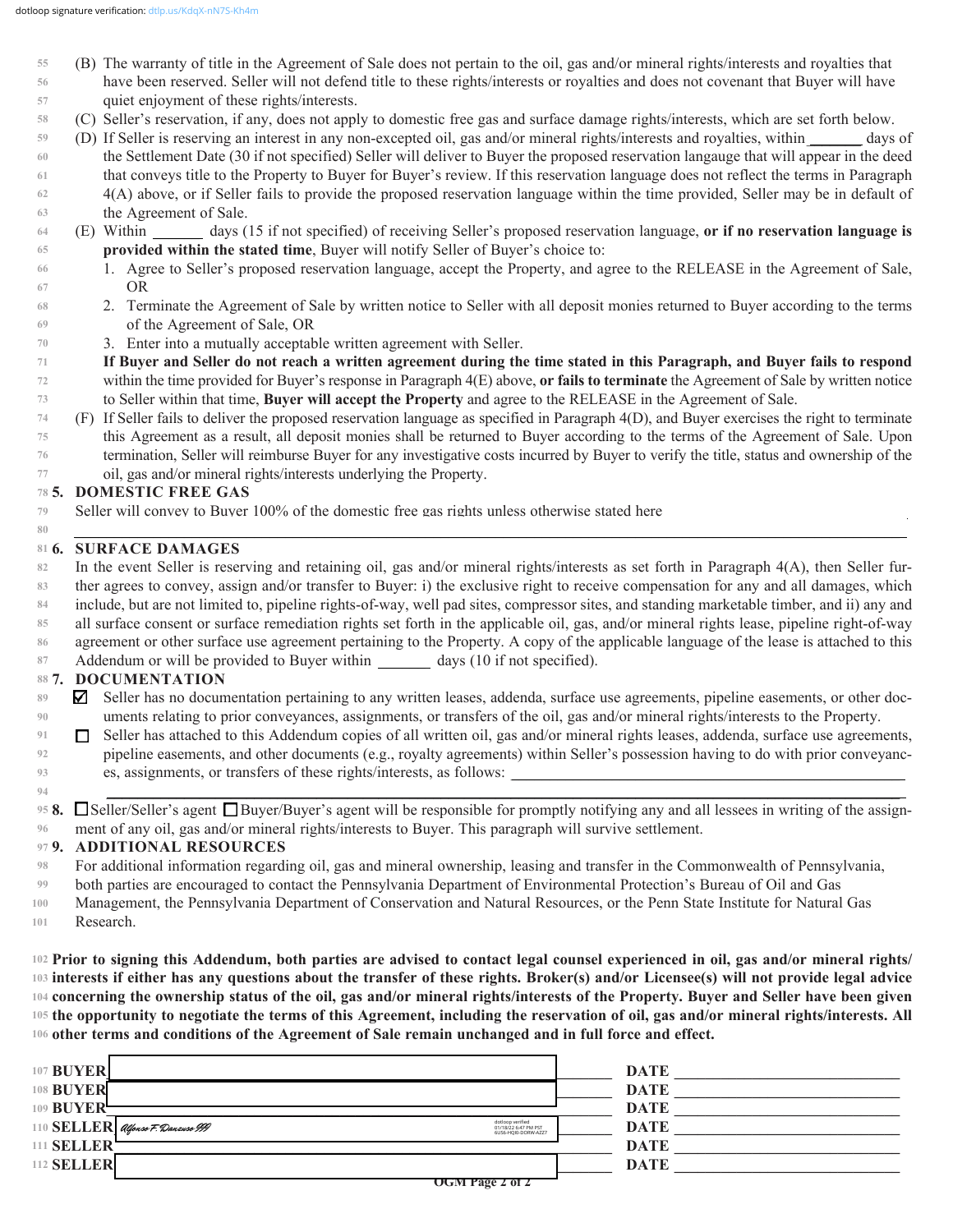(B) The warranty of title in the Agreement of Sale does not pertain to the oil, gas and/or mineral rights/interests and royalties that have been reserved. Seller will not defend title to these rights/interests or royalties and does not covenant that Buyer will have quiet enjoyment of these rights/interests.

(C) Seller's reservation, if any, does not apply to domestic free gas and surface damage rights/interests, which are set forth below.

(D) If Seller is reserving an interest in any non-excepted oil, gas and/or mineral rights/interests and royalties, within _______ days of the Settlement Date (30 if not specified) Seller will deliver to Buyer the proposed reservation langauge that will appear in the deed that conveys title to the Property to Buyer for Buyer's review. If this reservation language does not reflect the terms in Paragraph 4(A) above, or if Seller fails to provide the proposed reservation language within the time provided, Seller may be in default of the Agreement of Sale.

(E) Within _______ days (15 if not specified) of receiving Seller's proposed reservation language, **or if no reservation language is provided within the stated time**, Buyer will notify Seller of Buyer's choice to:

1. Agree to Seller's proposed reservation language, accept the Property, and agree to the RELEASE in the Agreement of Sale, OR
2. Terminate the Agreement of Sale by written notice to Seller with all deposit monies returned to Buyer according to the terms of the Agreement of Sale, OR
3. Enter into a mutually acceptable written agreement with Seller.

**If Buyer and Seller do not reach a written agreement during the time stated in this Paragraph, and Buyer fails to respond** within the time provided for Buyer's response in Paragraph 4(E) above, **or fails to terminate** the Agreement of Sale by written notice to Seller within that time, **Buyer will accept the Property** and agree to the RELEASE in the Agreement of Sale.

(F) If Seller fails to deliver the proposed reservation language as specified in Paragraph 4(D), and Buyer exercises the right to terminate this Agreement as a result, all deposit monies shall be returned to Buyer according to the terms of the Agreement of Sale. Upon termination, Seller will reimburse Buyer for any investigative costs incurred by Buyer to verify the title, status and ownership of the oil, gas and/or mineral rights/interests underlying the Property.

## 5. DOMESTIC FREE GAS

Seller will convey to Buyer 100% of the domestic free gas rights unless otherwise stated here

______________________________________________________________________

## 6. SURFACE DAMAGES

In the event Seller is reserving and retaining oil, gas and/or mineral rights/interests as set forth in Paragraph 4(A), then Seller further agrees to convey, assign and/or transfer to Buyer: i) the exclusive right to receive compensation for any and all damages, which include, but are not limited to, pipeline rights-of-way, well pad sites, compressor sites, and standing marketable timber, and ii) any and all surface consent or surface remediation rights set forth in the applicable oil, gas, and/or mineral rights lease, pipeline right-of-way agreement or other surface use agreement pertaining to the Property. A copy of the applicable language of the lease is attached to this Addendum or will be provided to Buyer within _______ days (10 if not specified).

## 7. DOCUMENTATION

☑ Seller has no documentation pertaining to any written leases, addenda, surface use agreements, pipeline easements, or other documents relating to prior conveyances, assignments, or transfers of the oil, gas and/or mineral rights/interests to the Property.

☐ Seller has attached to this Addendum copies of all written oil, gas and/or mineral rights leases, addenda, surface use agreements, pipeline easements, and other documents (e.g., royalty agreements) within Seller's possession having to do with prior conveyances, assignments, or transfers of these rights/interests, as follows: ______________________________

______________________________________________________________________

**8.** ☐ Seller/Seller's agent ☐ Buyer/Buyer's agent will be responsible for promptly notifying any and all lessees in writing of the assignment of any oil, gas and/or mineral rights/interests to Buyer. This paragraph will survive settlement.

## 9. ADDITIONAL RESOURCES

For additional information regarding oil, gas and mineral ownership, leasing and transfer in the Commonwealth of Pennsylvania, both parties are encouraged to contact the Pennsylvania Department of Environmental Protection's Bureau of Oil and Gas Management, the Pennsylvania Department of Conservation and Natural Resources, or the Penn State Institute for Natural Gas Research.

**Prior to signing this Addendum, both parties are advised to contact legal counsel experienced in oil, gas and/or mineral rights/interests if either has any questions about the transfer of these rights. Broker(s) and/or Licensee(s) will not provide legal advice concerning the ownership status of the oil, gas and/or mineral rights/interests of the Property. Buyer and Seller have been given the opportunity to negotiate the terms of this Agreement, including the reservation of oil, gas and/or mineral rights/interests. All other terms and conditions of the Agreement of Sale remain unchanged and in full force and effect.**

**BUYER** ______________________________ **DATE** ______________

**BUYER** ______________________________ **DATE** ______________

**BUYER** ______________________________ **DATE** ______________

**SELLER** *Alfonso F. Danzuso III* (dotloop verified 01/18/22 6:47 PM EST 6USE-HQ0I-DORW-A2Z7) **DATE** ______________

**SELLER** ______________________________ **DATE** ______________

**SELLER** ______________________________ **DATE** ______________